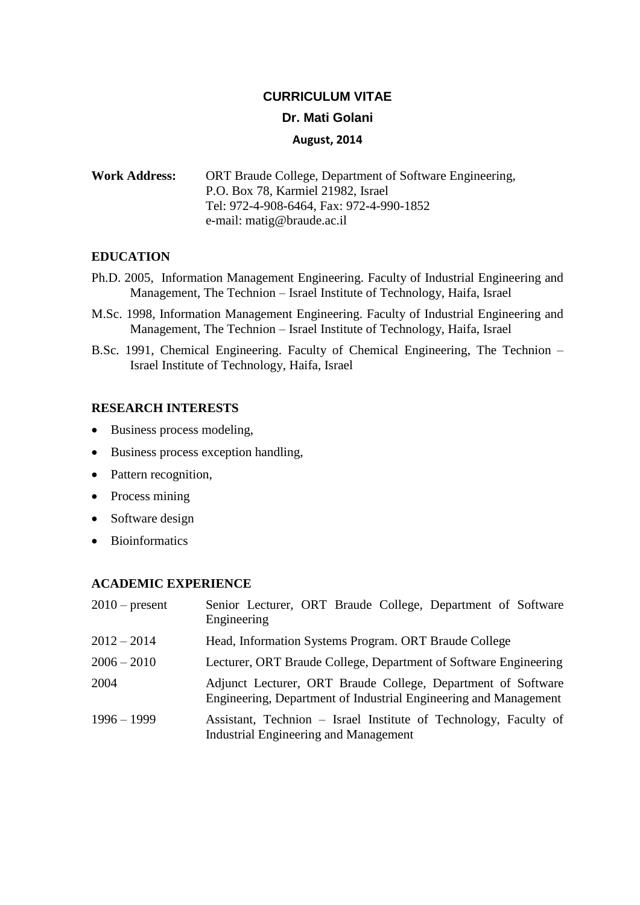# CURRICULUM VITAE

## Dr. Mati Golani

**August, 2014**

**Work Address:** ORT Braude College, Department of Software Engineering, P.O. Box 78, Karmiel 21982, Israel
Tel: 972-4-908-6464, Fax: 972-4-990-1852
e-mail: matig@braude.ac.il

### EDUCATION

Ph.D. 2005, Information Management Engineering. Faculty of Industrial Engineering and Management, The Technion – Israel Institute of Technology, Haifa, Israel

M.Sc. 1998, Information Management Engineering. Faculty of Industrial Engineering and Management, The Technion – Israel Institute of Technology, Haifa, Israel

B.Sc. 1991, Chemical Engineering. Faculty of Chemical Engineering, The Technion – Israel Institute of Technology, Haifa, Israel

### RESEARCH INTERESTS

- Business process modeling,
- Business process exception handling,
- Pattern recognition,
- Process mining
- Software design
- Bioinformatics

### ACADEMIC EXPERIENCE

| | |
|---|---|
| 2010 – present | Senior Lecturer, ORT Braude College, Department of Software Engineering |
| 2012 – 2014 | Head, Information Systems Program. ORT Braude College |
| 2006 – 2010 | Lecturer, ORT Braude College, Department of Software Engineering |
| 2004 | Adjunct Lecturer, ORT Braude College, Department of Software Engineering, Department of Industrial Engineering and Management |
| 1996 – 1999 | Assistant, Technion – Israel Institute of Technology, Faculty of Industrial Engineering and Management |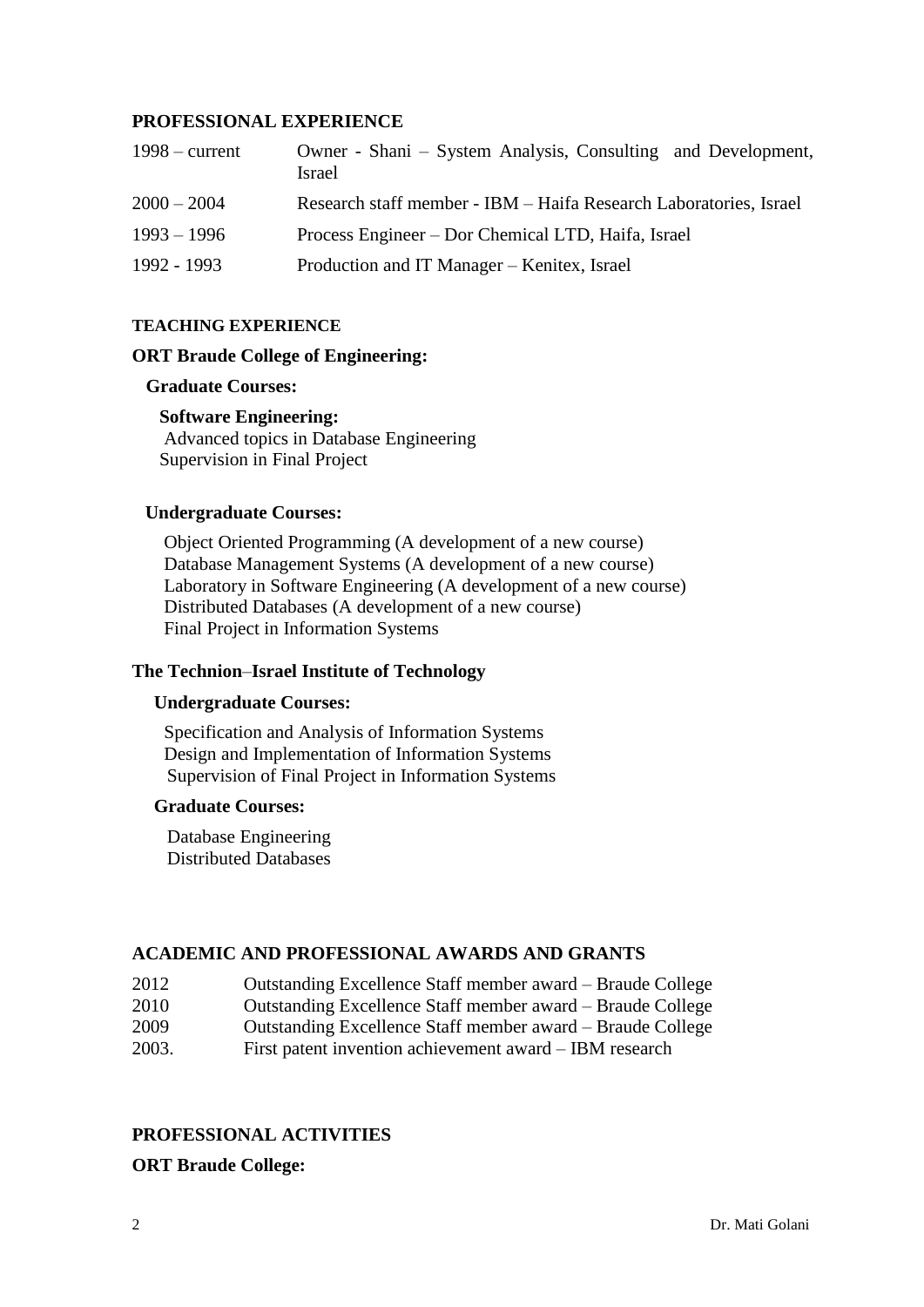## PROFESSIONAL EXPERIENCE

| | |
|---|---|
| 1998 – current | Owner - Shani – System Analysis, Consulting and Development, Israel |
| 2000 – 2004 | Research staff member - IBM – Haifa Research Laboratories, Israel |
| 1993 – 1996 | Process Engineer – Dor Chemical LTD, Haifa, Israel |
| 1992 - 1993 | Production and IT Manager – Kenitex, Israel |

## TEACHING EXPERIENCE

### ORT Braude College of Engineering:

**Graduate Courses:**

**Software Engineering:**

Advanced topics in Database Engineering
Supervision in Final Project

**Undergraduate Courses:**

Object Oriented Programming (A development of a new course)
Database Management Systems (A development of a new course)
Laboratory in Software Engineering (A development of a new course)
Distributed Databases (A development of a new course)
Final Project in Information Systems

### The Technion–Israel Institute of Technology

**Undergraduate Courses:**

Specification and Analysis of Information Systems
Design and Implementation of Information Systems
Supervision of Final Project in Information Systems

**Graduate Courses:**

Database Engineering
Distributed Databases

## ACADEMIC AND PROFESSIONAL AWARDS AND GRANTS

| | |
|---|---|
| 2012 | Outstanding Excellence Staff member award – Braude College |
| 2010 | Outstanding Excellence Staff member award – Braude College |
| 2009 | Outstanding Excellence Staff member award – Braude College |
| 2003. | First patent invention achievement award – IBM research |

## PROFESSIONAL ACTIVITIES

**ORT Braude College:**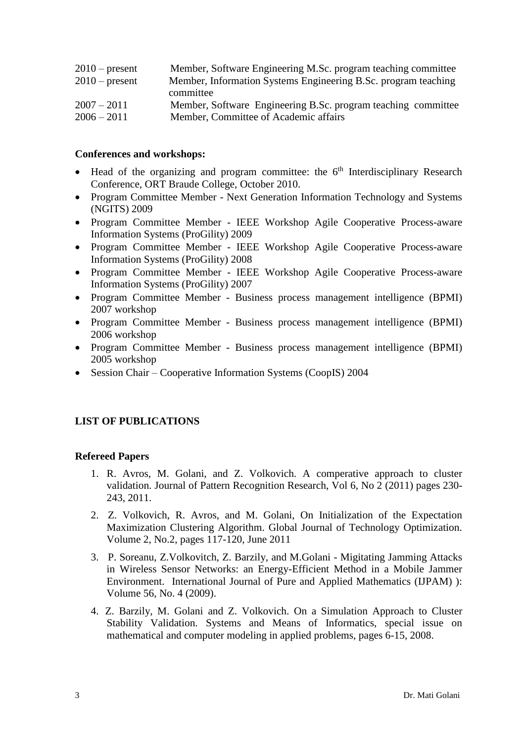| | |
|---|---|
| 2010 – present | Member, Software Engineering M.Sc. program teaching committee |
| 2010 – present | Member, Information Systems Engineering B.Sc. program teaching committee |
| 2007 – 2011 | Member, Software Engineering B.Sc. program teaching committee |
| 2006 – 2011 | Member, Committee of Academic affairs |

**Conferences and workshops:**

- Head of the organizing and program committee: the 6th Interdisciplinary Research Conference, ORT Braude College, October 2010.
- Program Committee Member - Next Generation Information Technology and Systems (NGITS) 2009
- Program Committee Member - IEEE Workshop Agile Cooperative Process-aware Information Systems (ProGility) 2009
- Program Committee Member - IEEE Workshop Agile Cooperative Process-aware Information Systems (ProGility) 2008
- Program Committee Member - IEEE Workshop Agile Cooperative Process-aware Information Systems (ProGility) 2007
- Program Committee Member - Business process management intelligence (BPMI) 2007 workshop
- Program Committee Member - Business process management intelligence (BPMI) 2006 workshop
- Program Committee Member - Business process management intelligence (BPMI) 2005 workshop
- Session Chair – Cooperative Information Systems (CoopIS) 2004

## LIST OF PUBLICATIONS

### Refereed Papers

1. R. Avros, M. Golani, and Z. Volkovich. A comperative approach to cluster validation. Journal of Pattern Recognition Research, Vol 6, No 2 (2011) pages 230-243, 2011.
2. Z. Volkovich, R. Avros, and M. Golani, On Initialization of the Expectation Maximization Clustering Algorithm. Global Journal of Technology Optimization. Volume 2, No.2, pages 117-120, June 2011
3. P. Soreanu, Z.Volkovitch, Z. Barzily, and M.Golani - Migitating Jamming Attacks in Wireless Sensor Networks: an Energy-Efficient Method in a Mobile Jammer Environment. International Journal of Pure and Applied Mathematics (IJPAM) ): Volume 56, No. 4 (2009).
4. Z. Barzily, M. Golani and Z. Volkovich. On a Simulation Approach to Cluster Stability Validation. Systems and Means of Informatics, special issue on mathematical and computer modeling in applied problems, pages 6-15, 2008.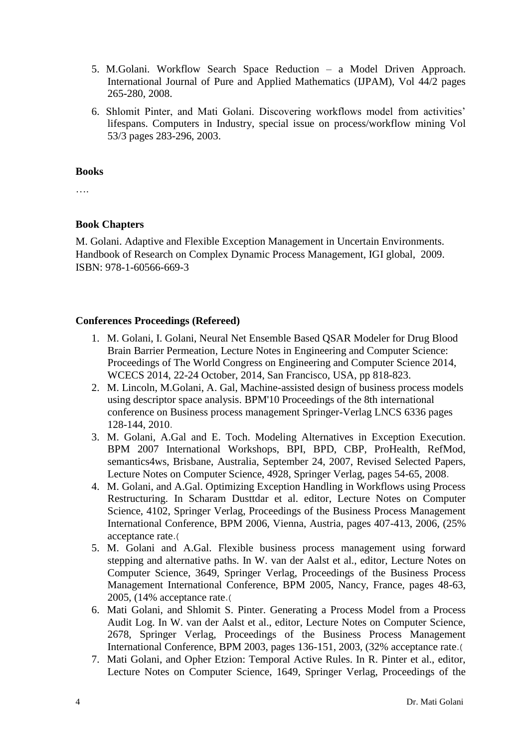5. M.Golani. Workflow Search Space Reduction – a Model Driven Approach. International Journal of Pure and Applied Mathematics (IJPAM), Vol 44/2 pages 265-280, 2008.
6. Shlomit Pinter, and Mati Golani. Discovering workflows model from activities' lifespans. Computers in Industry, special issue on process/workflow mining Vol 53/3 pages 283-296, 2003.

**Books**

….

**Book Chapters**

M. Golani. Adaptive and Flexible Exception Management in Uncertain Environments. Handbook of Research on Complex Dynamic Process Management, IGI global, 2009. ISBN: 978-1-60566-669-3

**Conferences Proceedings (Refereed)**

1. M. Golani, I. Golani, Neural Net Ensemble Based QSAR Modeler for Drug Blood Brain Barrier Permeation, Lecture Notes in Engineering and Computer Science: Proceedings of The World Congress on Engineering and Computer Science 2014, WCECS 2014, 22-24 October, 2014, San Francisco, USA, pp 818-823.
2. M. Lincoln, M.Golani, A. Gal, Machine-assisted design of business process models using descriptor space analysis. BPM'10 Proceedings of the 8th international conference on Business process management Springer-Verlag LNCS 6336 pages 128-144, 2010.
3. M. Golani, A.Gal and E. Toch. Modeling Alternatives in Exception Execution. BPM 2007 International Workshops, BPI, BPD, CBP, ProHealth, RefMod, semantics4ws, Brisbane, Australia, September 24, 2007, Revised Selected Papers, Lecture Notes on Computer Science, 4928, Springer Verlag, pages 54-65, 2008.
4. M. Golani, and A.Gal. Optimizing Exception Handling in Workflows using Process Restructuring. In Scharam Dusttdar et al. editor, Lecture Notes on Computer Science, 4102, Springer Verlag, Proceedings of the Business Process Management International Conference, BPM 2006, Vienna, Austria, pages 407-413, 2006, (25% acceptance rate.(
5. M. Golani and A.Gal. Flexible business process management using forward stepping and alternative paths. In W. van der Aalst et al., editor, Lecture Notes on Computer Science, 3649, Springer Verlag, Proceedings of the Business Process Management International Conference, BPM 2005, Nancy, France, pages 48-63, 2005, (14% acceptance rate.(
6. Mati Golani, and Shlomit S. Pinter. Generating a Process Model from a Process Audit Log. In W. van der Aalst et al., editor, Lecture Notes on Computer Science, 2678, Springer Verlag, Proceedings of the Business Process Management International Conference, BPM 2003, pages 136-151, 2003, (32% acceptance rate.(
7. Mati Golani, and Opher Etzion: Temporal Active Rules. In R. Pinter et al., editor, Lecture Notes on Computer Science, 1649, Springer Verlag, Proceedings of the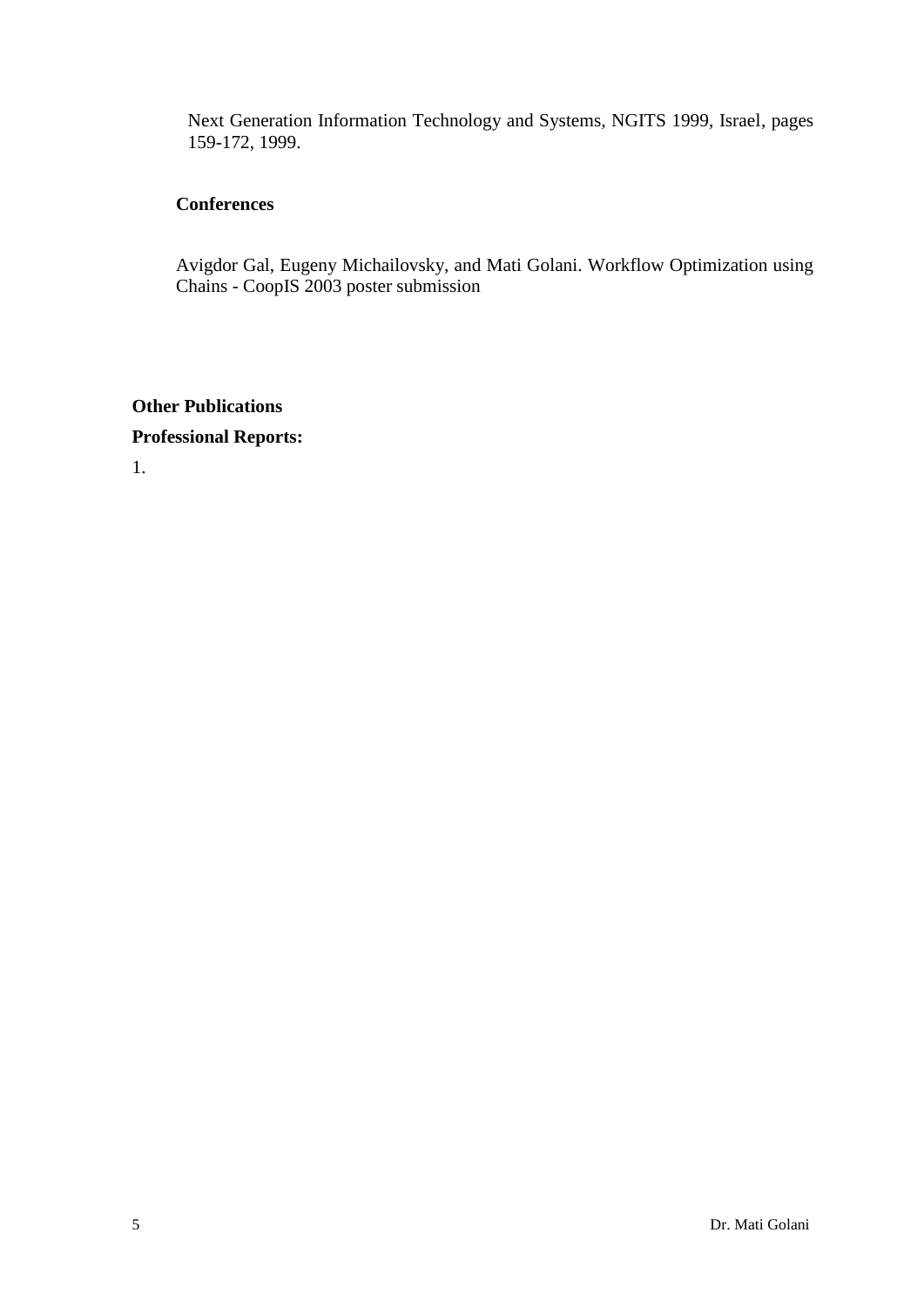Next Generation Information Technology and Systems, NGITS 1999, Israel, pages 159-172, 1999.

### Conferences

Avigdor Gal, Eugeny Michailovsky, and Mati Golani. Workflow Optimization using Chains - CoopIS 2003 poster submission

## Other Publications

### Professional Reports:

1.